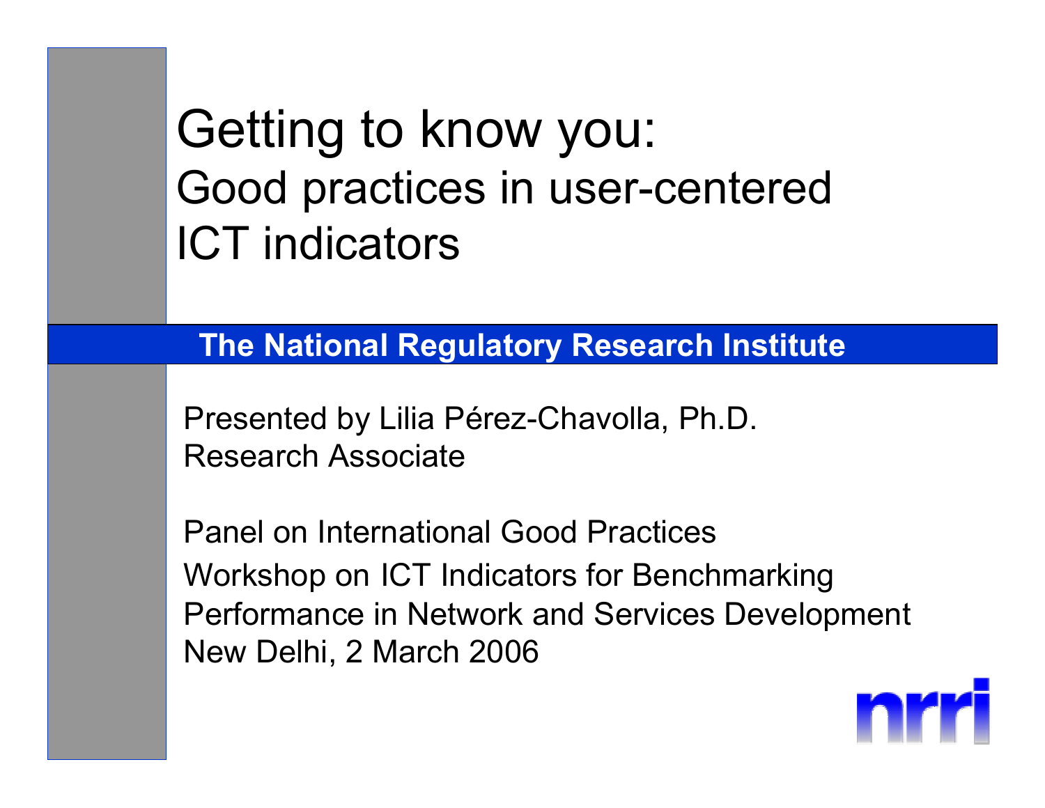# Getting to know you:

## Good practices in user-centered ICT indicators

**The National Regulatory Research Institute**

Presented by Lilia Pérez-Chavolla, Ph.D.
Research Associate

Panel on International Good Practices
Workshop on ICT Indicators for Benchmarking Performance in Network and Services Development
New Delhi, 2 March 2006

nrri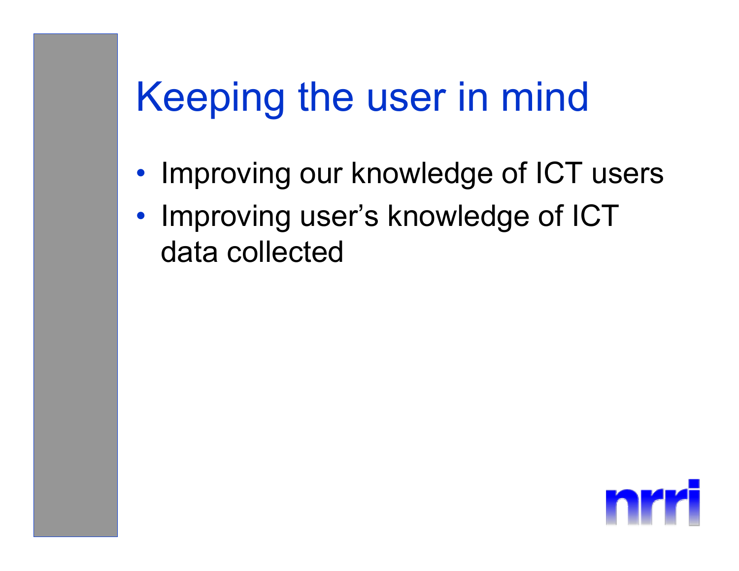# Keeping the user in mind

- Improving our knowledge of ICT users
- Improving user's knowledge of ICT data collected

nrri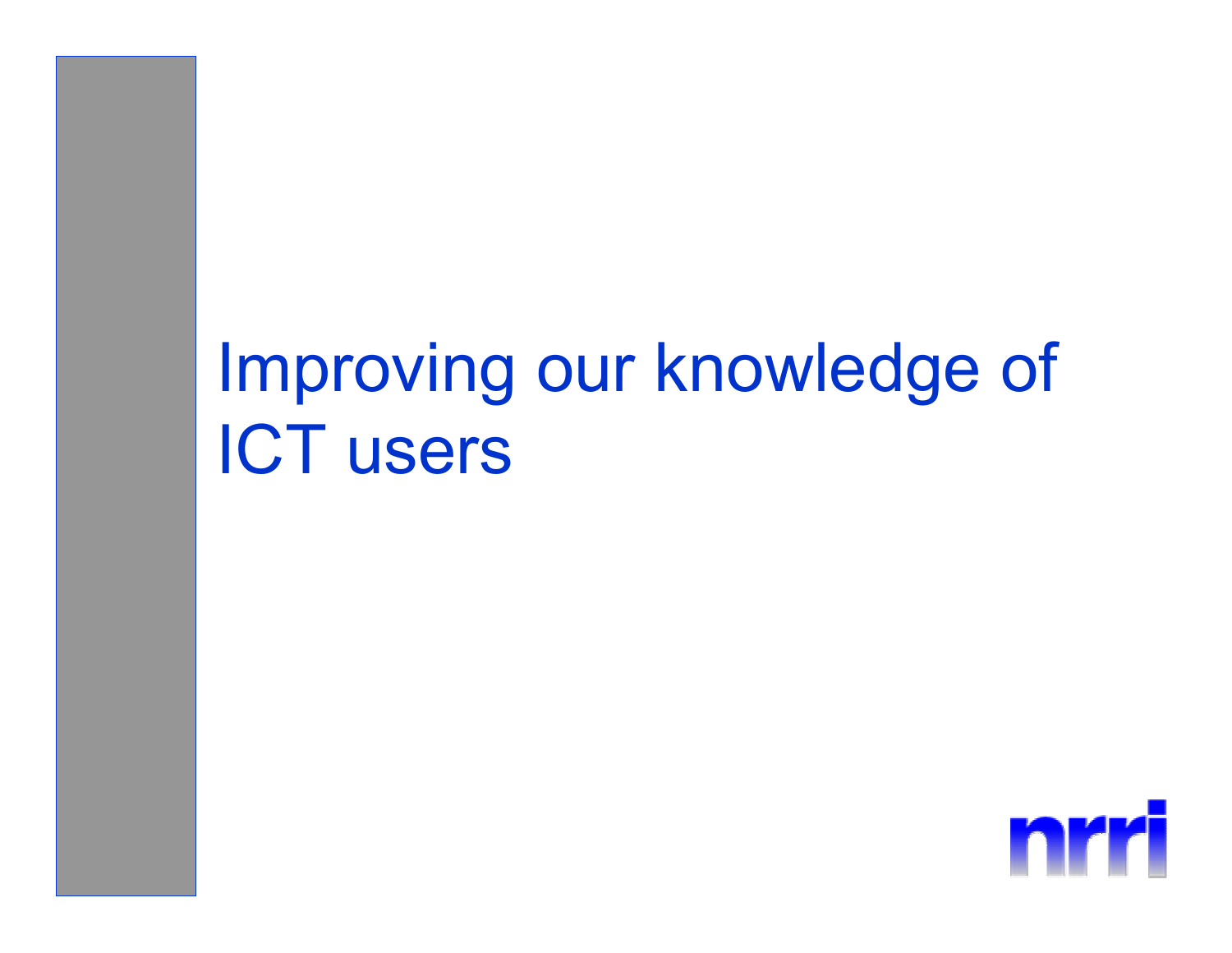# Improving our knowledge of ICT users

nrri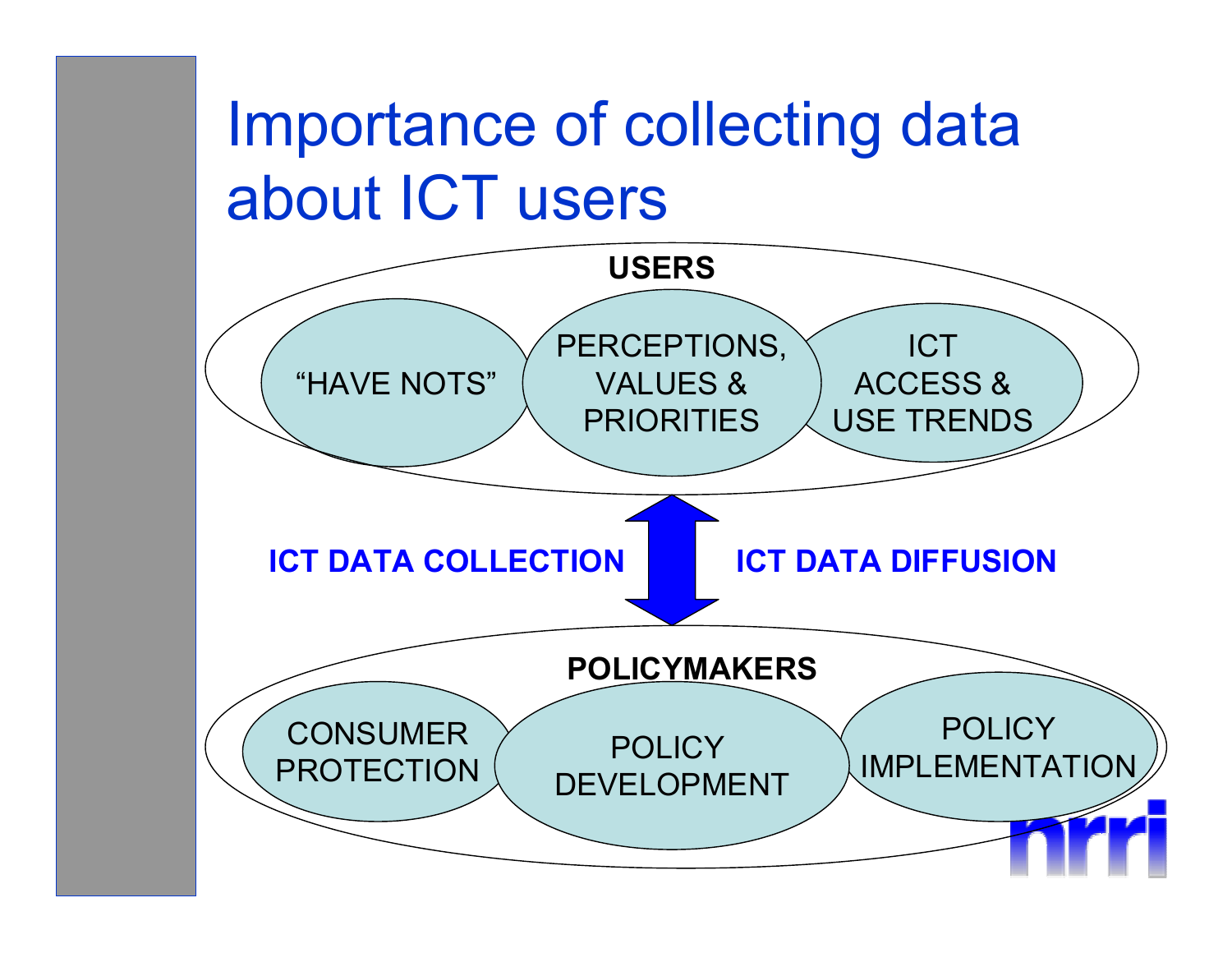# Importance of collecting data about ICT users

**USERS**

- "HAVE NOTS"
- PERCEPTIONS, VALUES & PRIORITIES
- ICT ACCESS & USE TRENDS

**ICT DATA COLLECTION** ⇕ **ICT DATA DIFFUSION**

**POLICYMAKERS**

- CONSUMER PROTECTION
- POLICY DEVELOPMENT
- POLICY IMPLEMENTATION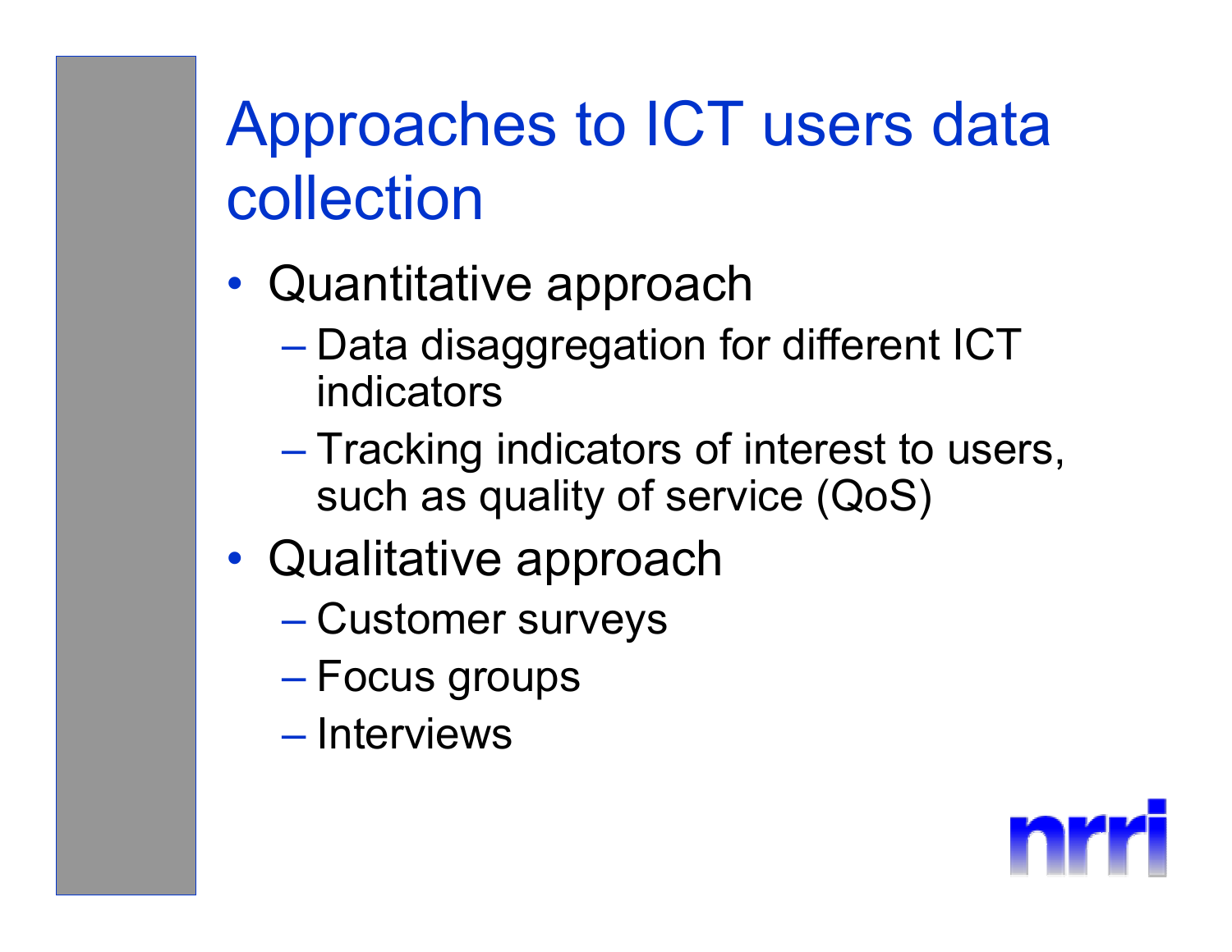# Approaches to ICT users data collection

- Quantitative approach
  - Data disaggregation for different ICT indicators
  - Tracking indicators of interest to users, such as quality of service (QoS)
- Qualitative approach
  - Customer surveys
  - Focus groups
  - Interviews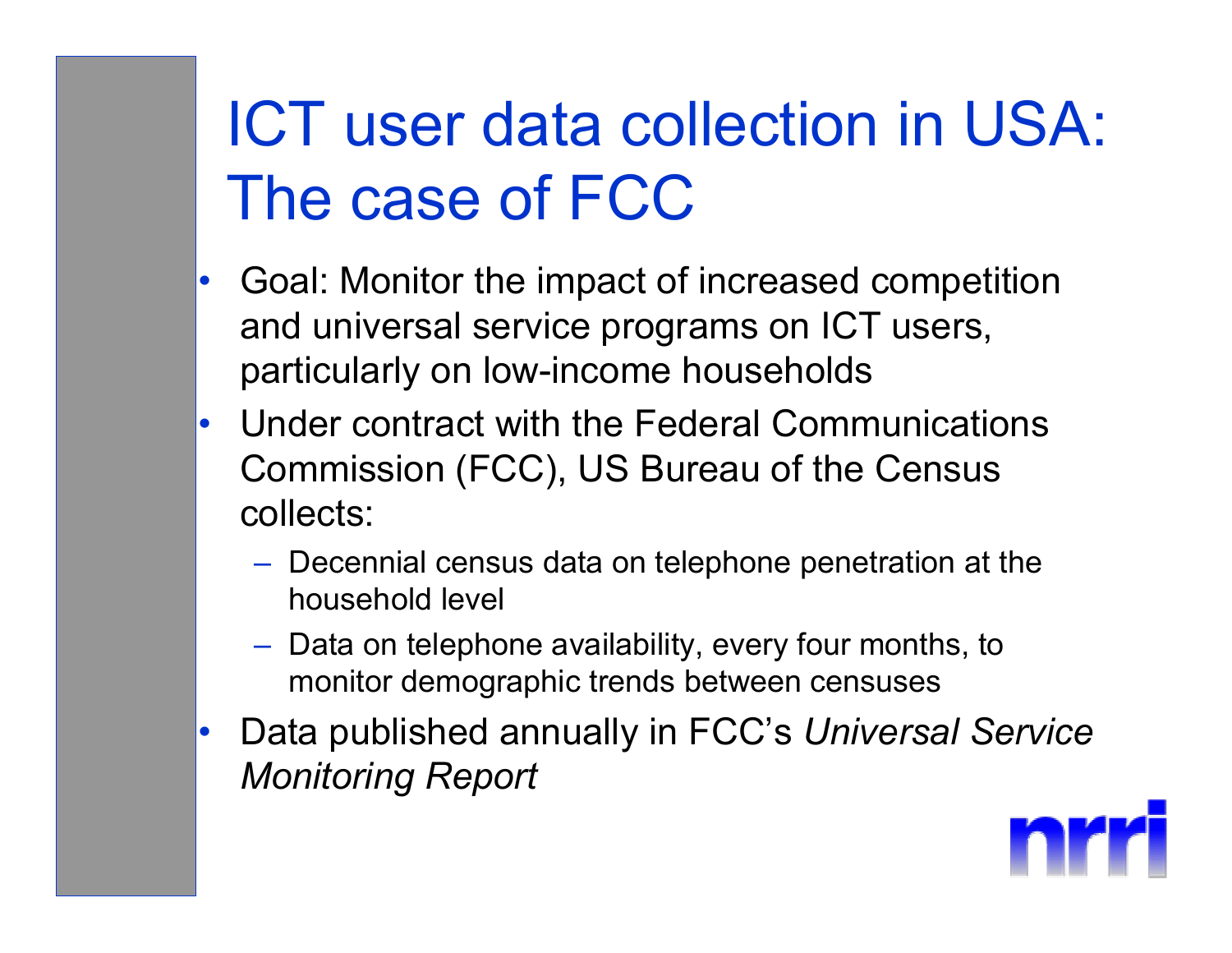# ICT user data collection in USA: The case of FCC

- Goal: Monitor the impact of increased competition and universal service programs on ICT users, particularly on low-income households
- Under contract with the Federal Communications Commission (FCC), US Bureau of the Census collects:
  - Decennial census data on telephone penetration at the household level
  - Data on telephone availability, every four months, to monitor demographic trends between censuses
- Data published annually in FCC's *Universal Service Monitoring Report*

nrri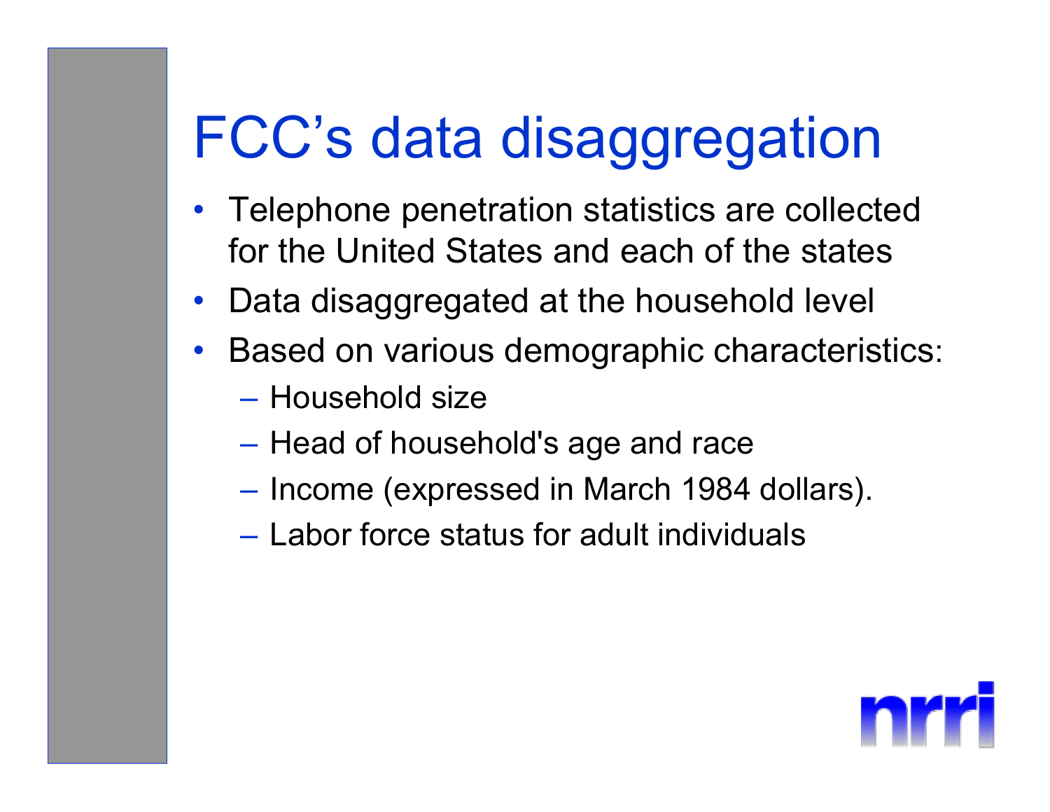# FCC's data disaggregation

- Telephone penetration statistics are collected for the United States and each of the states
- Data disaggregated at the household level
- Based on various demographic characteristics:
  - Household size
  - Head of household's age and race
  - Income (expressed in March 1984 dollars).
  - Labor force status for adult individuals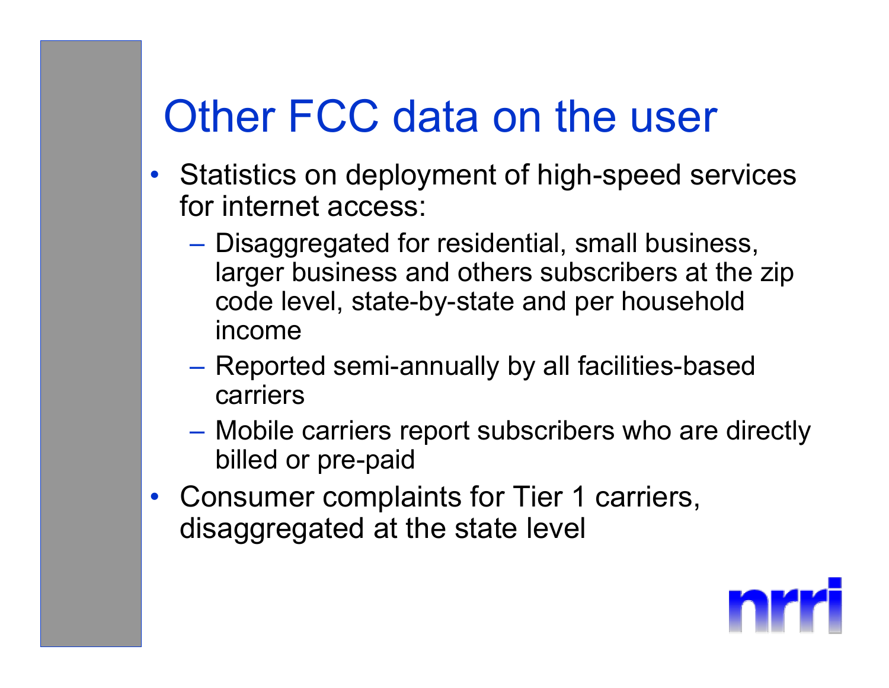# Other FCC data on the user

- Statistics on deployment of high-speed services for internet access:
  - Disaggregated for residential, small business, larger business and others subscribers at the zip code level, state-by-state and per household income
  - Reported semi-annually by all facilities-based carriers
  - Mobile carriers report subscribers who are directly billed or pre-paid
- Consumer complaints for Tier 1 carriers, disaggregated at the state level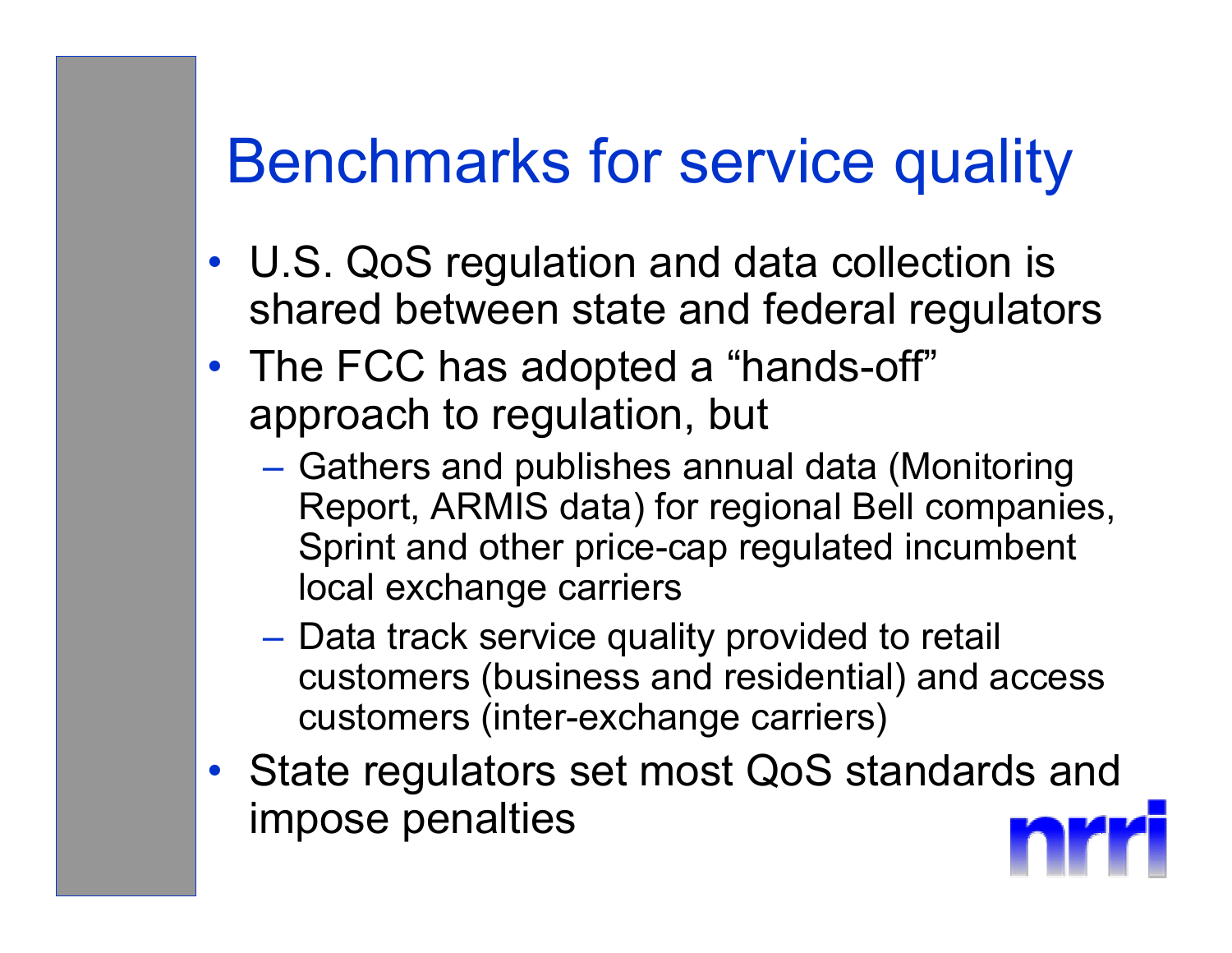# Benchmarks for service quality

- U.S. QoS regulation and data collection is shared between state and federal regulators
- The FCC has adopted a “hands-off” approach to regulation, but
  - Gathers and publishes annual data (Monitoring Report, ARMIS data) for regional Bell companies, Sprint and other price-cap regulated incumbent local exchange carriers
  - Data track service quality provided to retail customers (business and residential) and access customers (inter-exchange carriers)
- State regulators set most QoS standards and impose penalties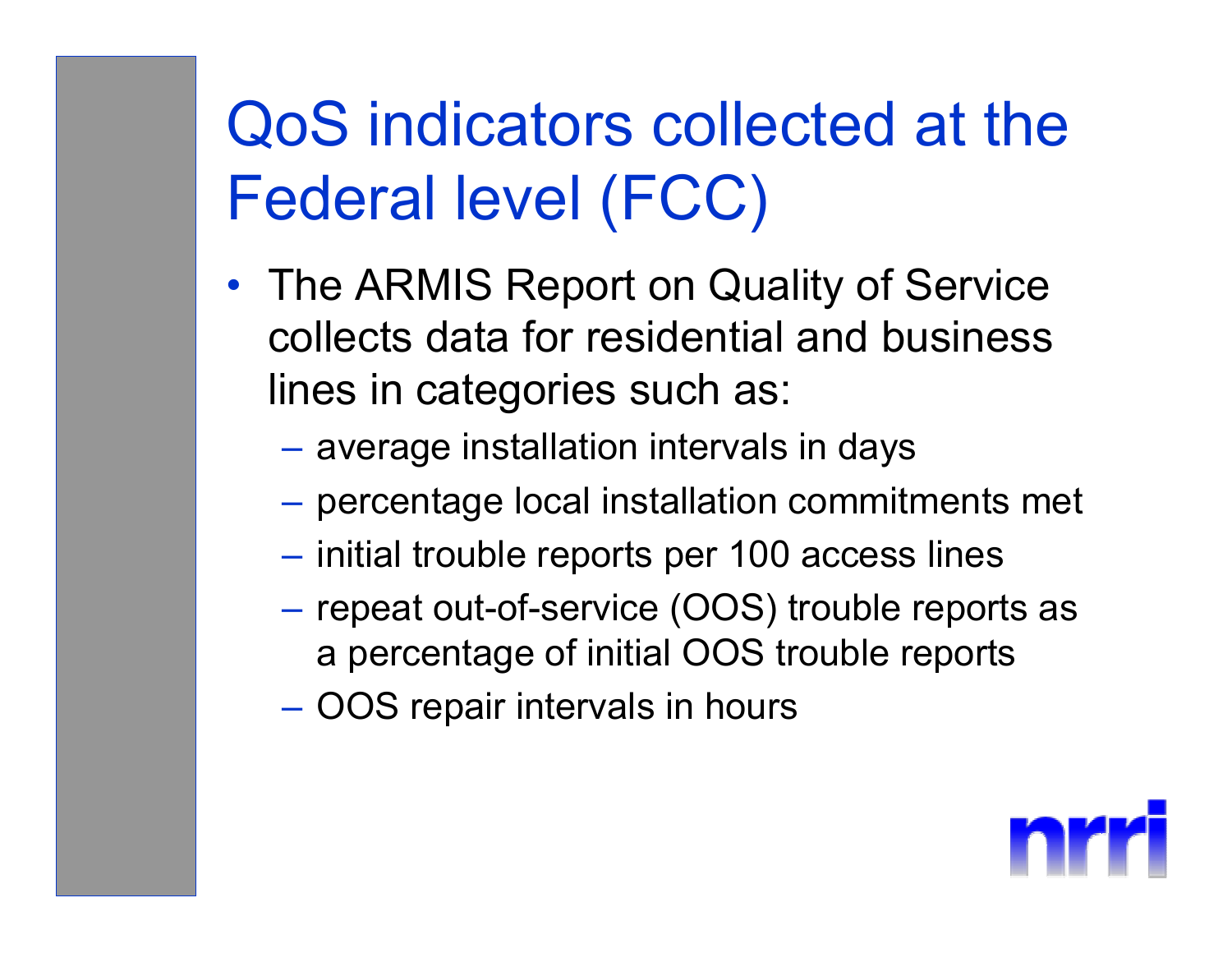# QoS indicators collected at the Federal level (FCC)

- The ARMIS Report on Quality of Service collects data for residential and business lines in categories such as:
  - average installation intervals in days
  - percentage local installation commitments met
  - initial trouble reports per 100 access lines
  - repeat out-of-service (OOS) trouble reports as a percentage of initial OOS trouble reports
  - OOS repair intervals in hours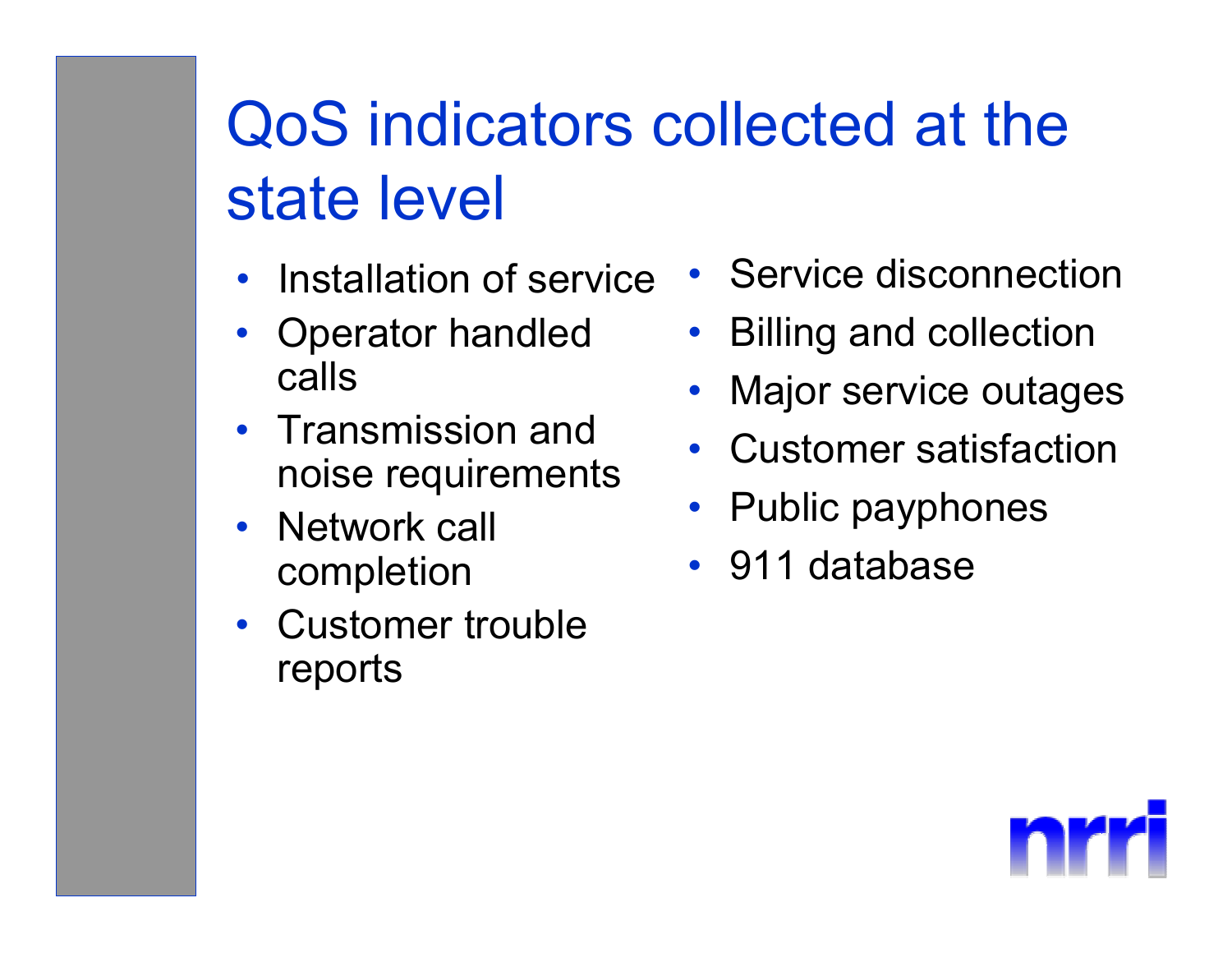# QoS indicators collected at the state level

- Installation of service
- Operator handled calls
- Transmission and noise requirements
- Network call completion
- Customer trouble reports
- Service disconnection
- Billing and collection
- Major service outages
- Customer satisfaction
- Public payphones
- 911 database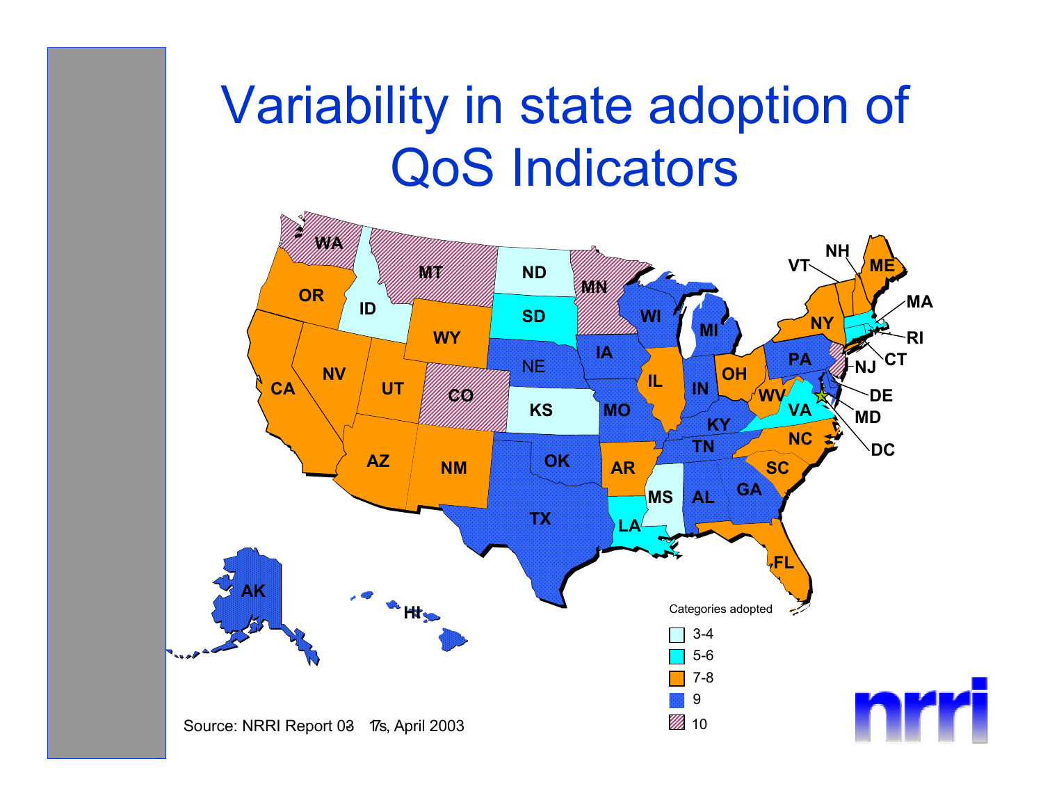# Variability in state adoption of QoS Indicators

Categories adopted

- 3-4
- 5-6
- 7-8
- 9
- 10

Source: NRRI Report 03 17s, April 2003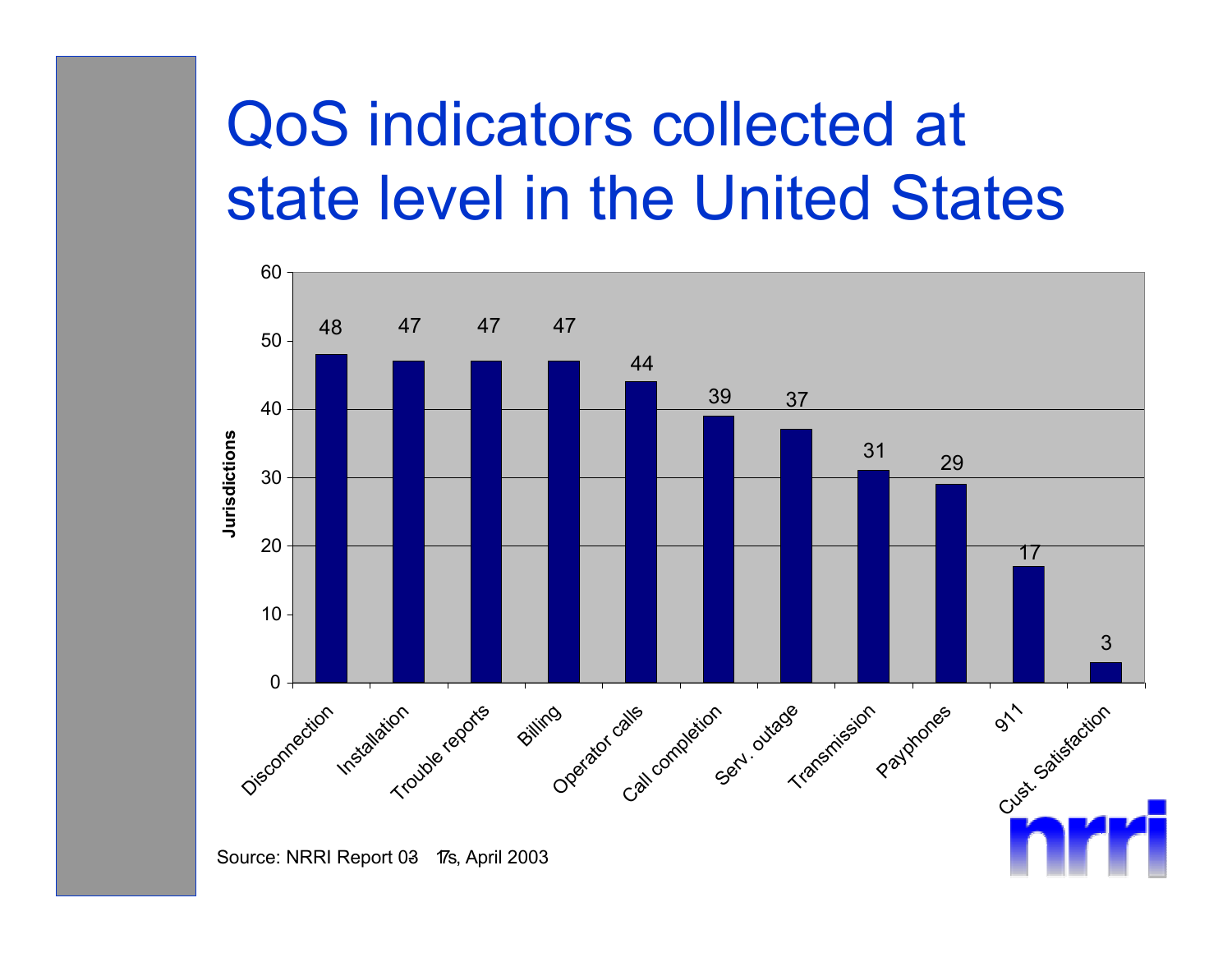# QoS indicators collected at state level in the United States

| Indicator | Jurisdictions |
| --- | --- |
| Disconnection | 48 |
| Installation | 47 |
| Trouble reports | 47 |
| Billing | 47 |
| Operator calls | 44 |
| Call completion | 39 |
| Serv. outage | 37 |
| Transmission | 31 |
| Payphones | 29 |
| 911 | 17 |
| Cust. Satisfaction | 3 |

Source: NRRI Report 03 17s, April 2003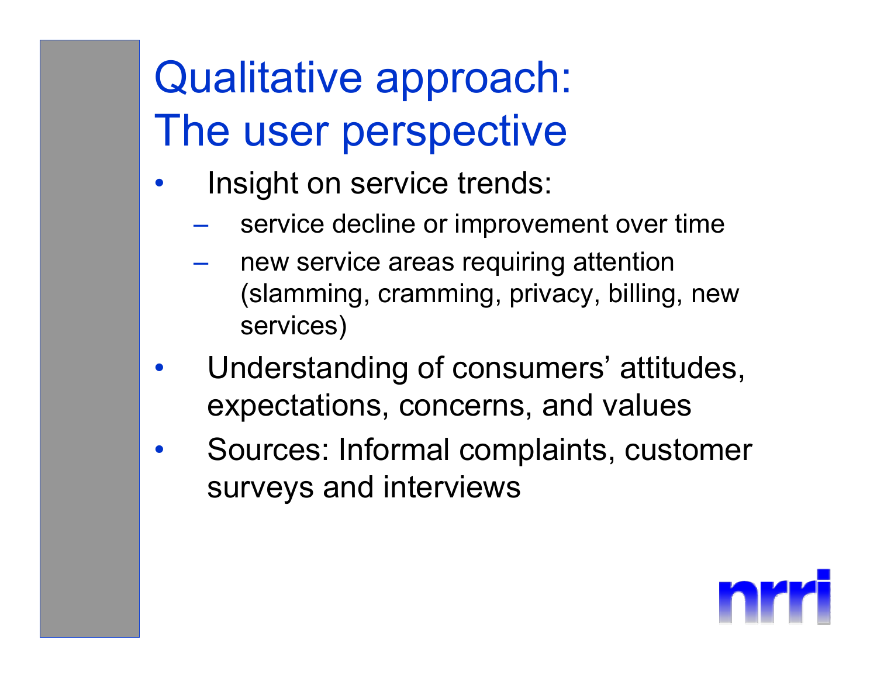# Qualitative approach: The user perspective

- Insight on service trends:
  - service decline or improvement over time
  - new service areas requiring attention (slamming, cramming, privacy, billing, new services)
- Understanding of consumers' attitudes, expectations, concerns, and values
- Sources: Informal complaints, customer surveys and interviews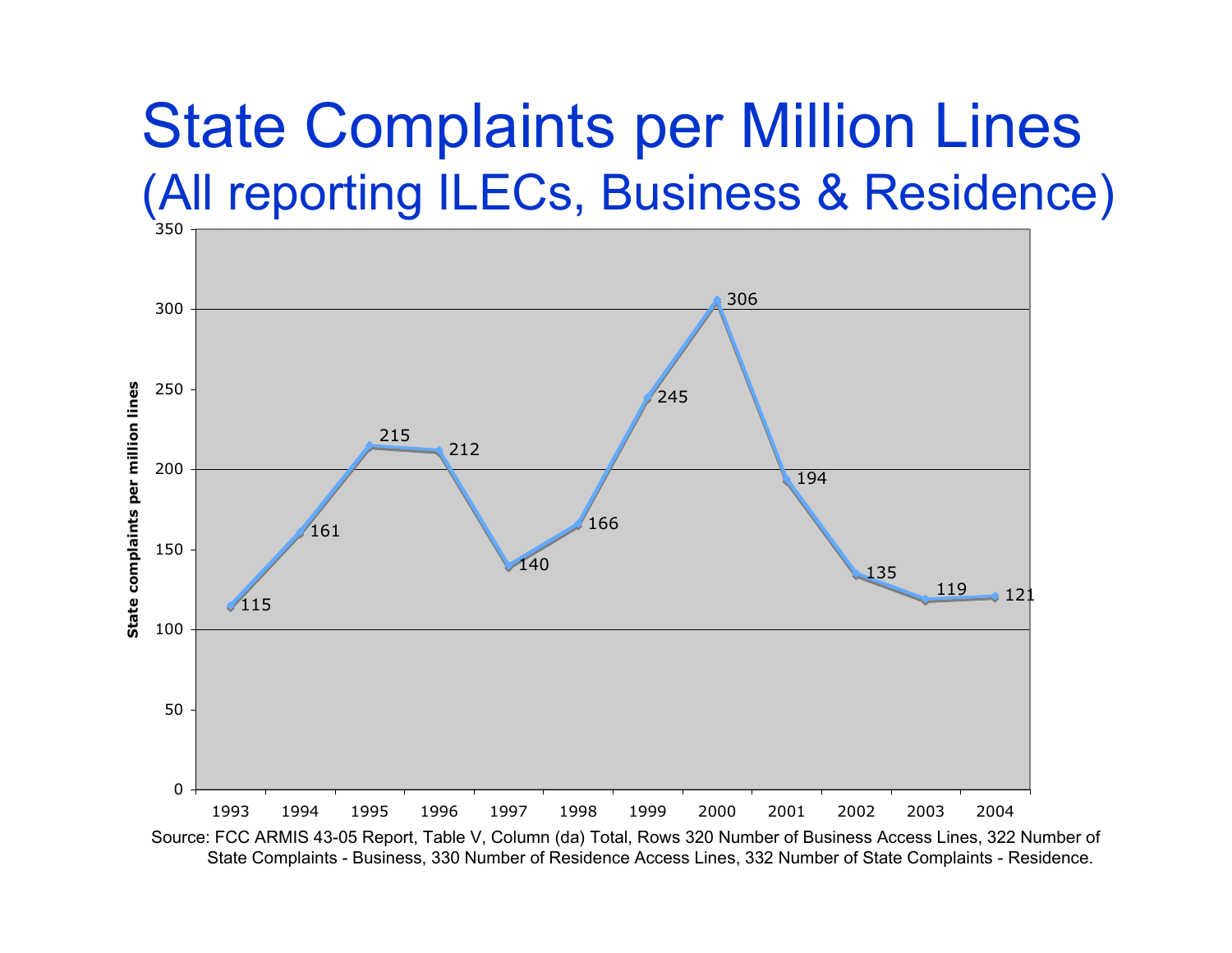# State Complaints per Million Lines

## (All reporting ILECs, Business & Residence)

| Year | State complaints per million lines |
|---|---|
| 1993 | 115 |
| 1994 | 161 |
| 1995 | 215 |
| 1996 | 212 |
| 1997 | 140 |
| 1998 | 166 |
| 1999 | 245 |
| 2000 | 306 |
| 2001 | 194 |
| 2002 | 135 |
| 2003 | 119 |
| 2004 | 121 |

Source: FCC ARMIS 43-05 Report, Table V, Column (da) Total, Rows 320 Number of Business Access Lines, 322 Number of State Complaints - Business, 330 Number of Residence Access Lines, 332 Number of State Complaints - Residence.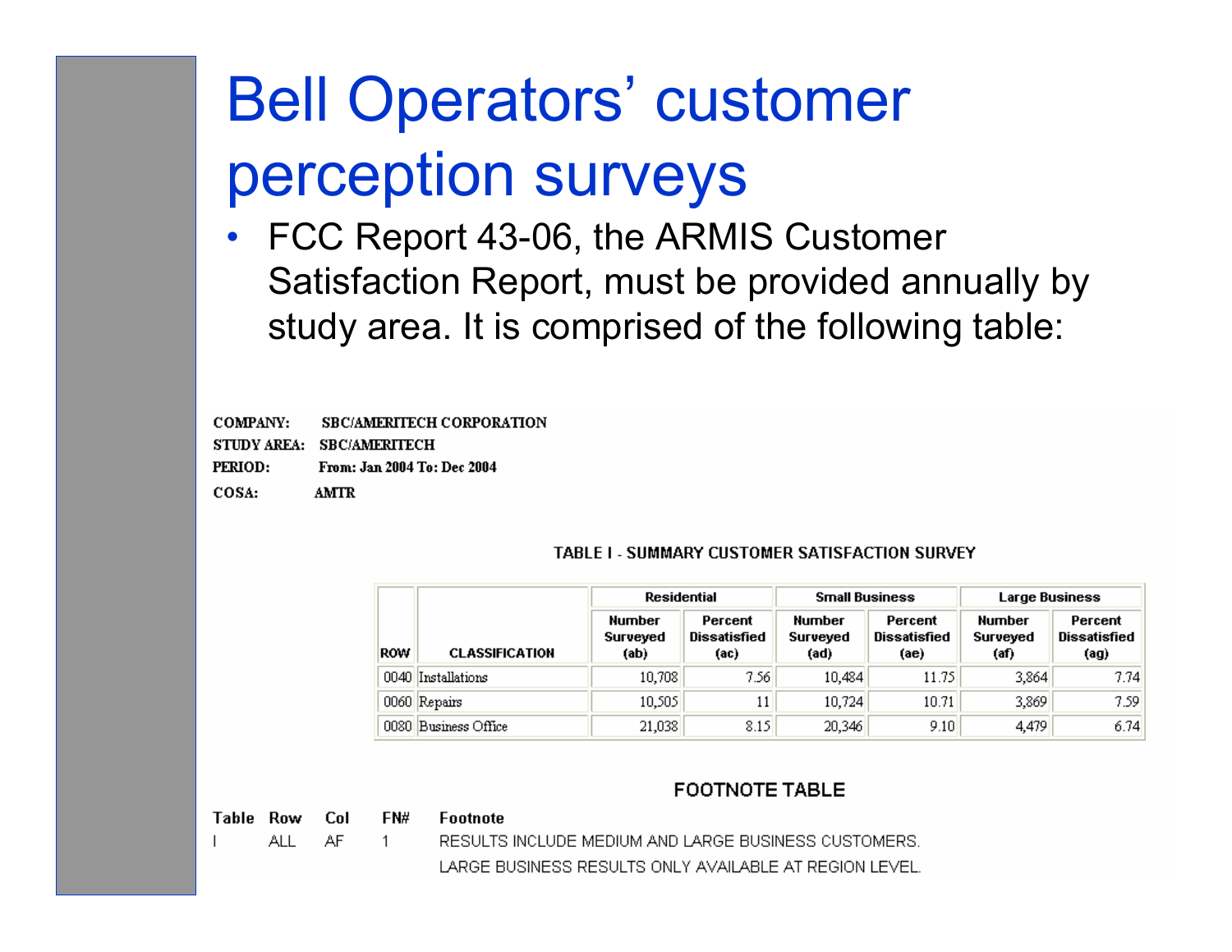# Bell Operators' customer perception surveys

- FCC Report 43-06, the ARMIS Customer Satisfaction Report, must be provided annually by study area. It is comprised of the following table:

**COMPANY:** SBC/AMERITECH CORPORATION
**STUDY AREA:** SBC/AMERITECH
**PERIOD:** From: Jan 2004 To: Dec 2004
**COSA:** AMTR

**TABLE I - SUMMARY CUSTOMER SATISFACTION SURVEY**

| | | Residential | | Small Business | | Large Business | |
|---|---|---|---|---|---|---|---|
| ROW | CLASSIFICATION | Number Surveyed (ab) | Percent Dissatisfied (ac) | Number Surveyed (ad) | Percent Dissatisfied (ae) | Number Surveyed (af) | Percent Dissatisfied (ag) |
| 0040 | Installations | 10,708 | 7.56 | 10,484 | 11.75 | 3,864 | 7.74 |
| 0060 | Repairs | 10,505 | 11 | 10,724 | 10.71 | 3,869 | 7.59 |
| 0080 | Business Office | 21,038 | 8.15 | 20,346 | 9.10 | 4,479 | 6.74 |

**FOOTNOTE TABLE**

| Table | Row | Col | FN# | Footnote |
|---|---|---|---|---|
| I | ALL | AF | 1 | RESULTS INCLUDE MEDIUM AND LARGE BUSINESS CUSTOMERS. LARGE BUSINESS RESULTS ONLY AVAILABLE AT REGION LEVEL. |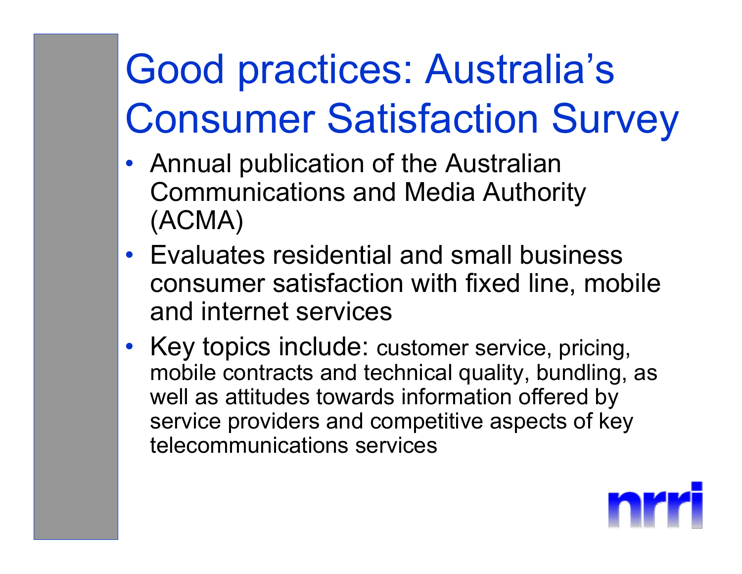# Good practices: Australia's Consumer Satisfaction Survey

- Annual publication of the Australian Communications and Media Authority (ACMA)
- Evaluates residential and small business consumer satisfaction with fixed line, mobile and internet services
- Key topics include: customer service, pricing, mobile contracts and technical quality, bundling, as well as attitudes towards information offered by service providers and competitive aspects of key telecommunications services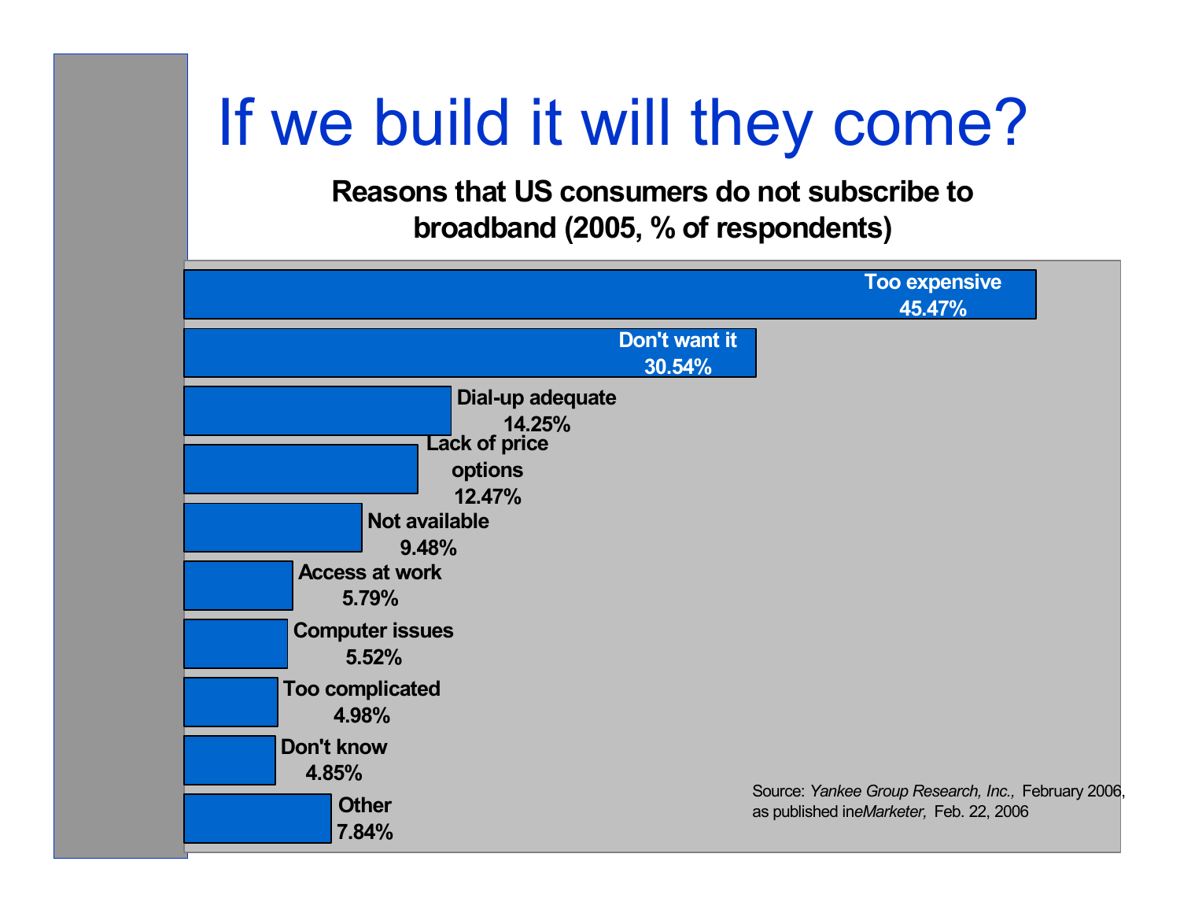# If we build it will they come?

**Reasons that US consumers do not subscribe to broadband (2005, % of respondents)**

| Reason | % of respondents |
|---|---|
| Too expensive | 45.47% |
| Don't want it | 30.54% |
| Dial-up adequate | 14.25% |
| Lack of price options | 12.47% |
| Not available | 9.48% |
| Access at work | 5.79% |
| Computer issues | 5.52% |
| Too complicated | 4.98% |
| Don't know | 4.85% |
| Other | 7.84% |

Source: *Yankee Group Research, Inc.,* February 2006, as published in *eMarketer,* Feb. 22, 2006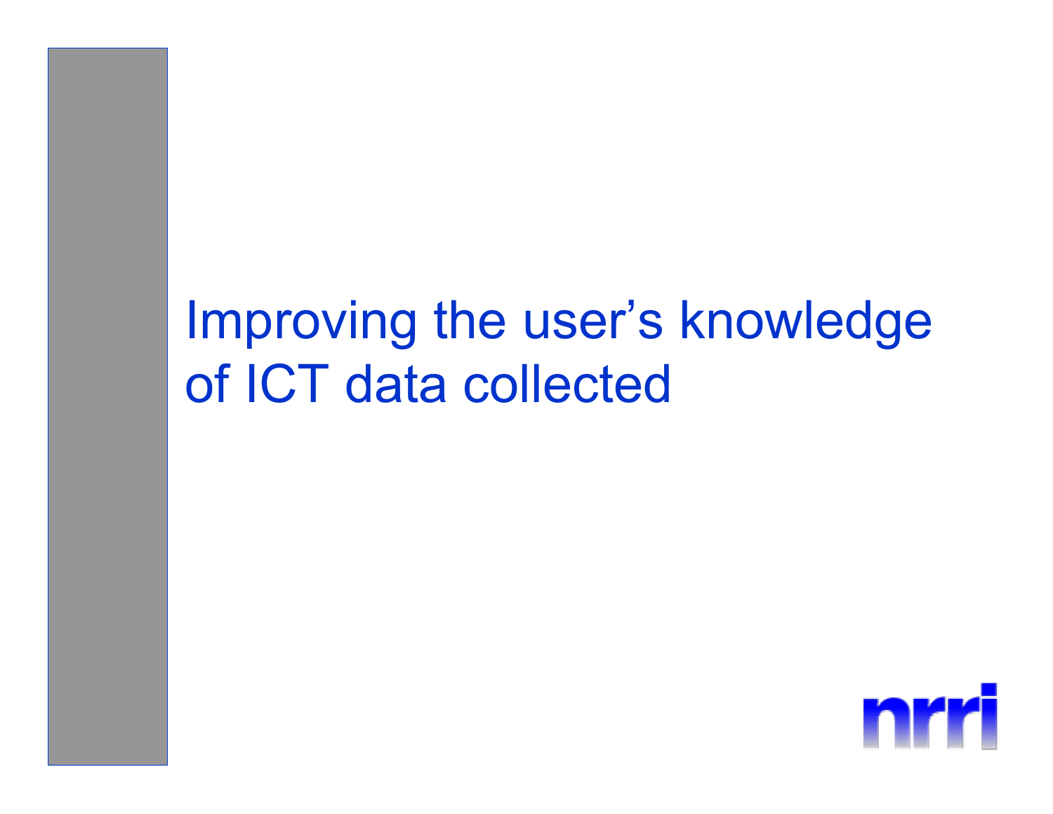# Improving the user's knowledge of ICT data collected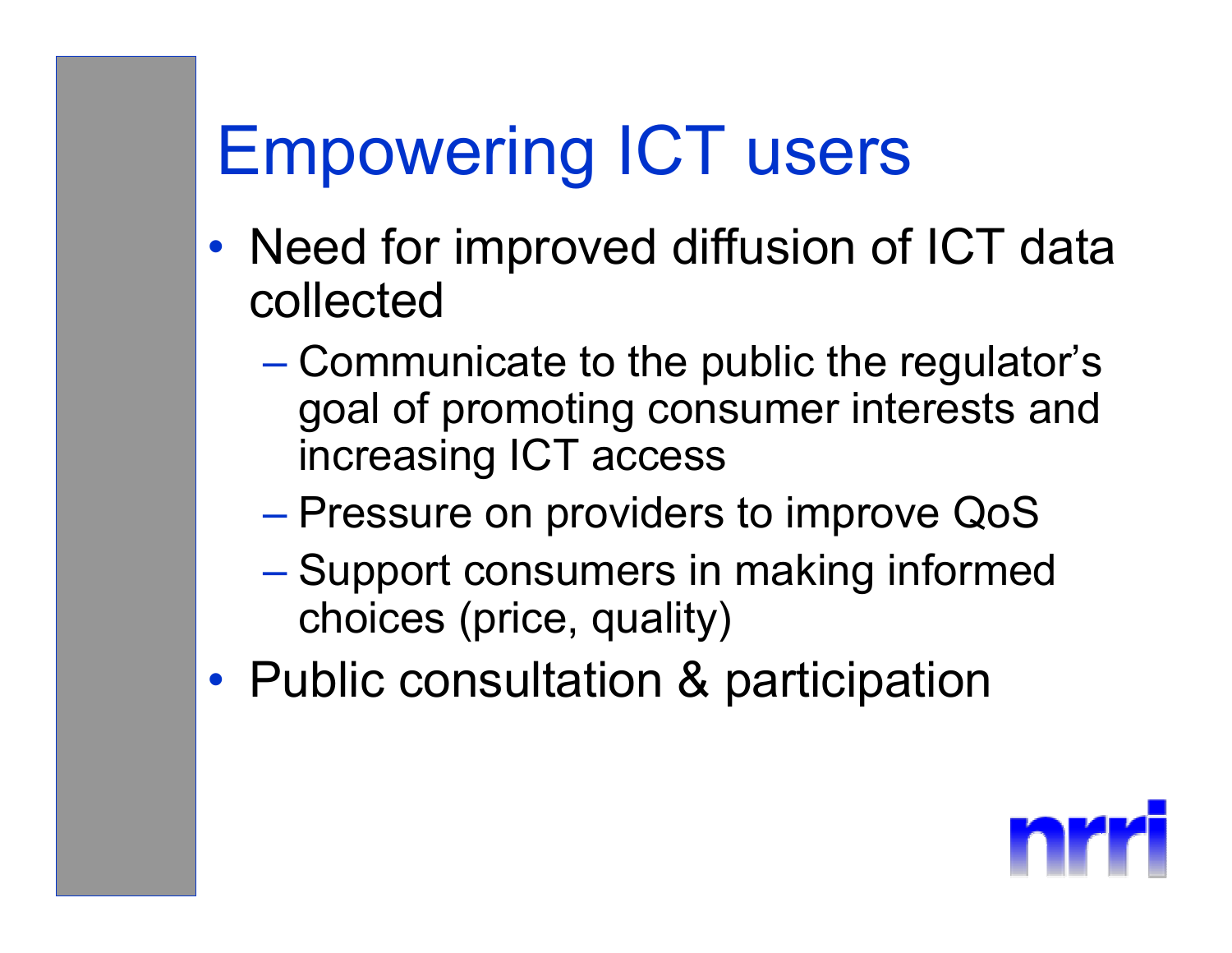# Empowering ICT users

- Need for improved diffusion of ICT data collected
  - Communicate to the public the regulator's goal of promoting consumer interests and increasing ICT access
  - Pressure on providers to improve QoS
  - Support consumers in making informed choices (price, quality)
- Public consultation & participation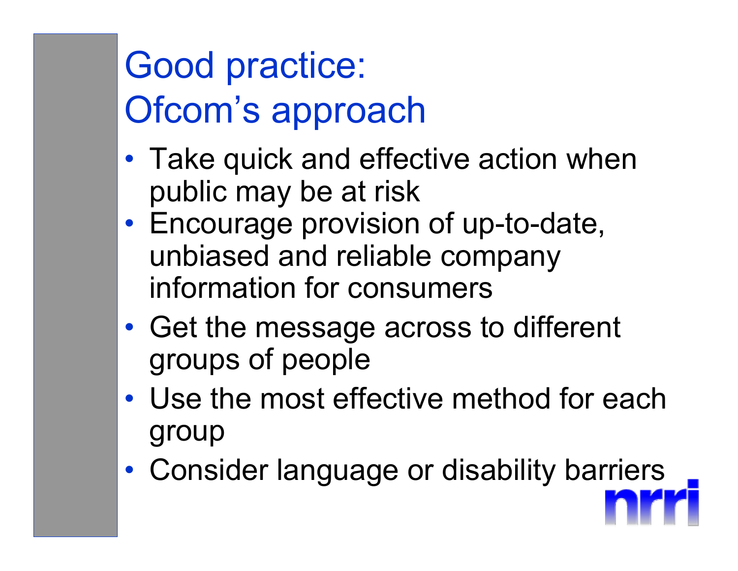# Good practice: Ofcom's approach

- Take quick and effective action when public may be at risk
- Encourage provision of up-to-date, unbiased and reliable company information for consumers
- Get the message across to different groups of people
- Use the most effective method for each group
- Consider language or disability barriers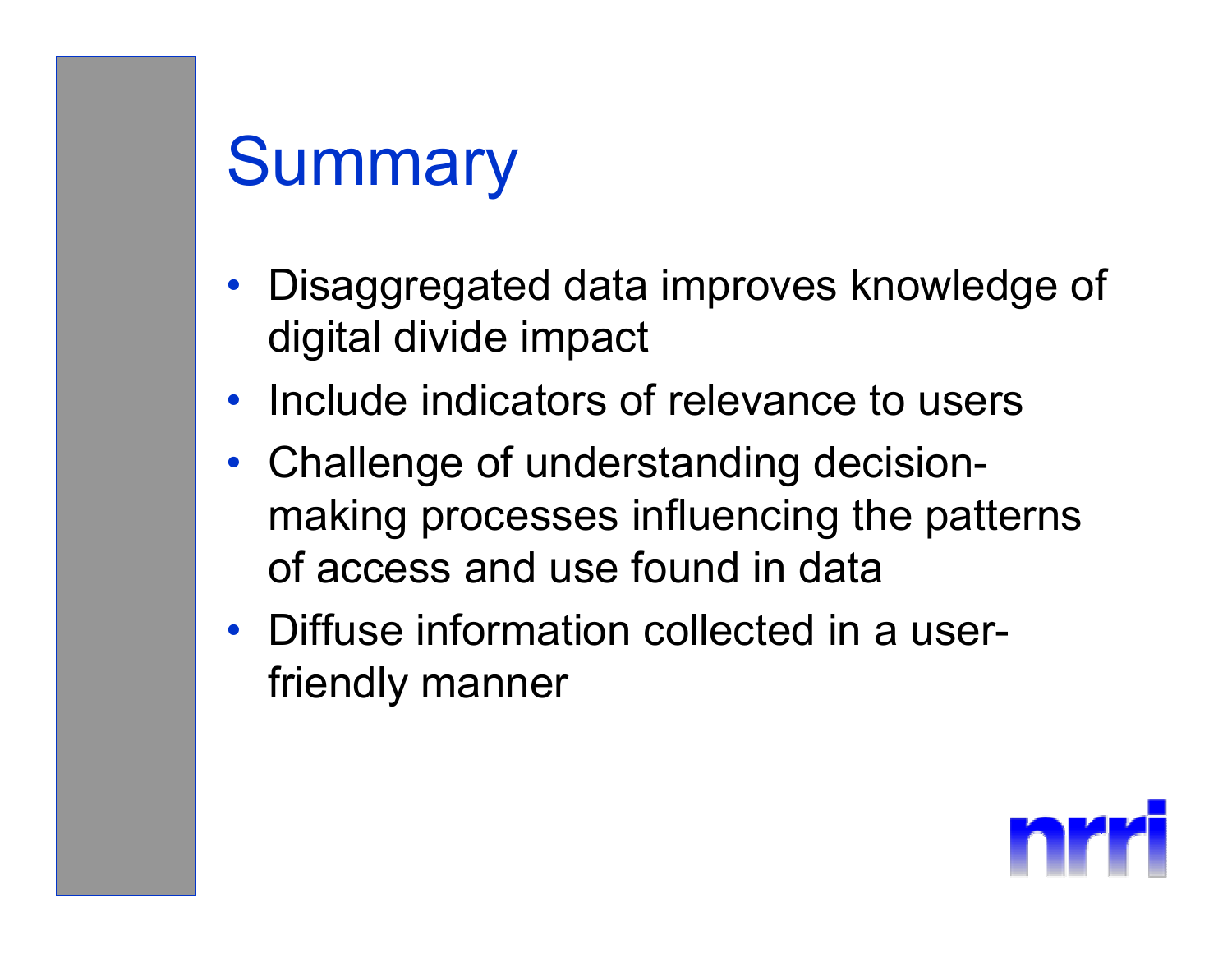# Summary

- Disaggregated data improves knowledge of digital divide impact
- Include indicators of relevance to users
- Challenge of understanding decision-making processes influencing the patterns of access and use found in data
- Diffuse information collected in a user-friendly manner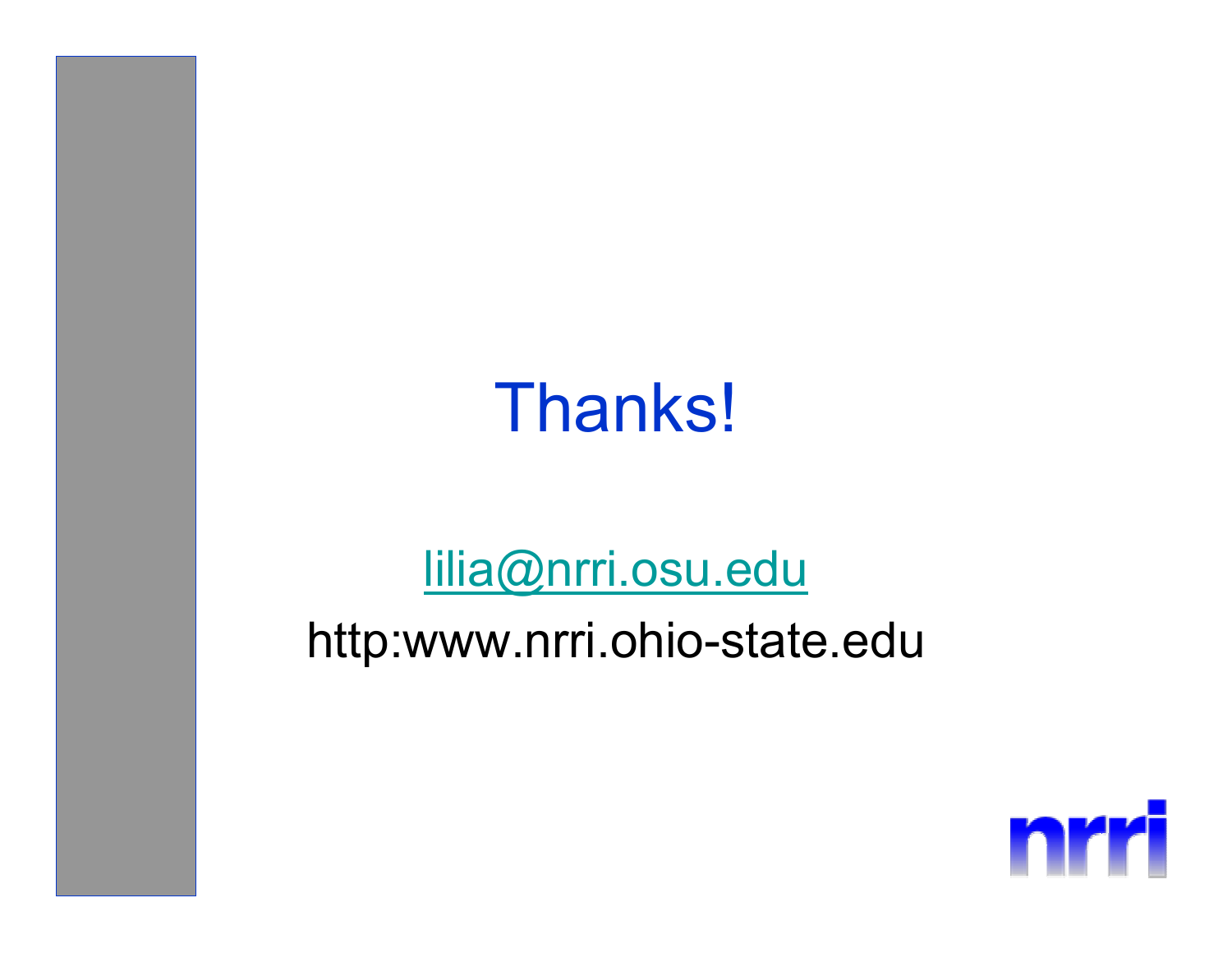# Thanks!

lilia@nrri.osu.edu

http:www.nrri.ohio-state.edu

nrri